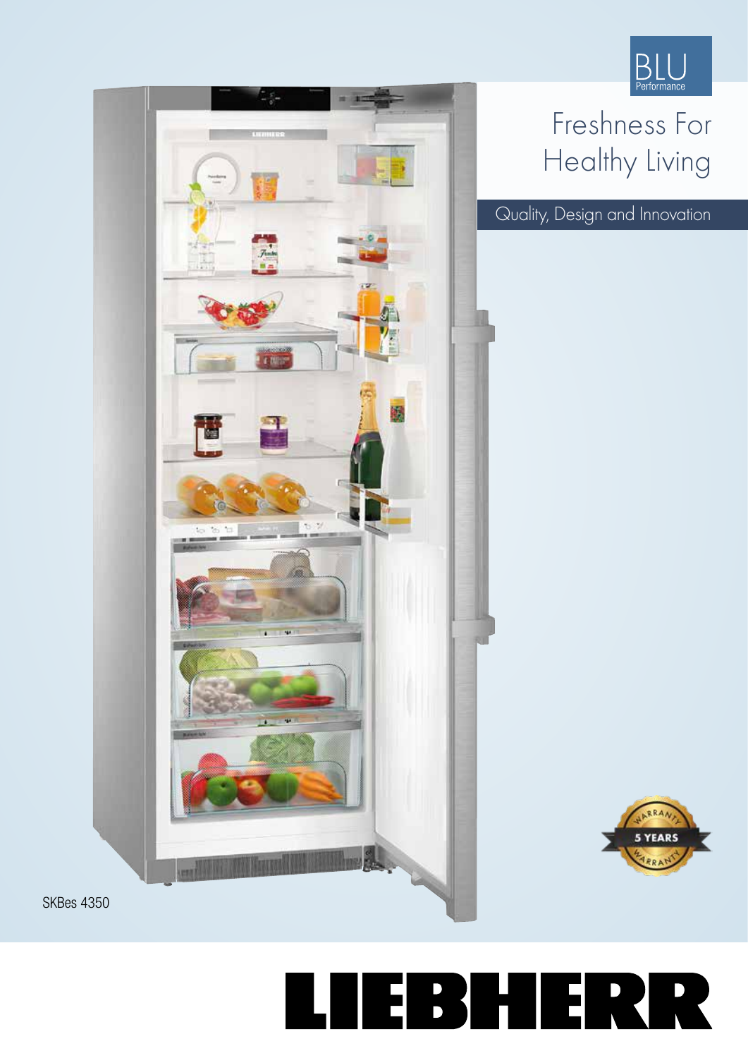BLU
Performance

# Freshness For Healthy Living

Quality, Design and Innovation

5 YEARS WARRANTY

SKBes 4350

LIEBHERR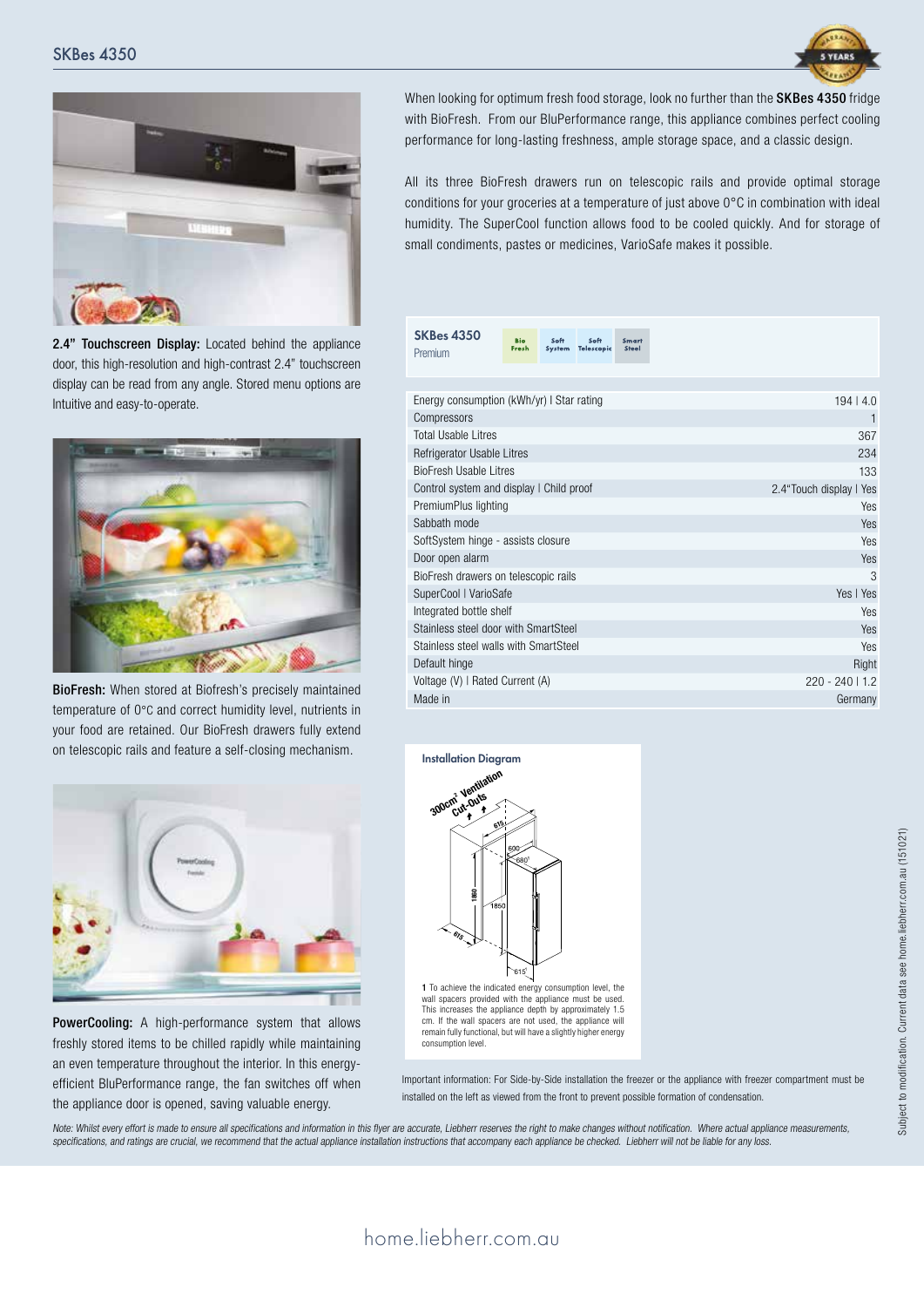## SKBes 4350

When looking for optimum fresh food storage, look no further than the **SKBes 4350** fridge with BioFresh. From our BluPerformance range, this appliance combines perfect cooling performance for long-lasting freshness, ample storage space, and a classic design.

All its three BioFresh drawers run on telescopic rails and provide optimal storage conditions for your groceries at a temperature of just above 0°C in combination with ideal humidity. The SuperCool function allows food to be cooled quickly. And for storage of small condiments, pastes or medicines, VarioSafe makes it possible.

**2.4" Touchscreen Display:** Located behind the appliance door, this high-resolution and high-contrast 2.4" touchscreen display can be read from any angle. Stored menu options are Intuitive and easy-to-operate.

**BioFresh:** When stored at Biofresh's precisely maintained temperature of 0°C and correct humidity level, nutrients in your food are retained. Our BioFresh drawers fully extend on telescopic rails and feature a self-closing mechanism.

**PowerCooling:** A high-performance system that allows freshly stored items to be chilled rapidly while maintaining an even temperature throughout the interior. In this energy-efficient BluPerformance range, the fan switches off when the appliance door is opened, saving valuable energy.

**SKBes 4350**
Premium

Bio Fresh | Soft System | Soft Telescopic | Smart Steel

| | |
|---|---|
| Energy consumption (kWh/yr) I Star rating | 194 I 4.0 |
| Compressors | 1 |
| Total Usable Litres | 367 |
| Refrigerator Usable Litres | 234 |
| BioFresh Usable Litres | 133 |
| Control system and display I Child proof | 2.4"Touch display I Yes |
| PremiumPlus lighting | Yes |
| Sabbath mode | Yes |
| SoftSystem hinge - assists closure | Yes |
| Door open alarm | Yes |
| BioFresh drawers on telescopic rails | 3 |
| SuperCool I VarioSafe | Yes I Yes |
| Integrated bottle shelf | Yes |
| Stainless steel door with SmartSteel | Yes |
| Stainless steel walls with SmartSteel | Yes |
| Default hinge | Right |
| Voltage (V) I Rated Current (A) | 220 - 240 I 1.2 |
| Made in | Germany |

**Installation Diagram**

300cm² Ventilation Cut-Outs

615
600
680[1]
1860
1850
615
615[1]

[1] To achieve the indicated energy consumption level, the wall spacers provided with the appliance must be used. This increases the appliance depth by approximately 1.5 cm. If the wall spacers are not used, the appliance will remain fully functional, but will have a slightly higher energy consumption level.

Important information: For Side-by-Side installation the freezer or the appliance with freezer compartment must be installed on the left as viewed from the front to prevent possible formation of condensation.

*Note: Whilst every effort is made to ensure all specifications and information in this flyer are accurate, Liebherr reserves the right to make changes without notification. Where actual appliance measurements, specifications, and ratings are crucial, we recommend that the actual appliance installation instructions that accompany each appliance be checked. Liebherr will not be liable for any loss.*

Subject to modification. Current data see home.liebherr.com.au (151021)

home.liebherr.com.au